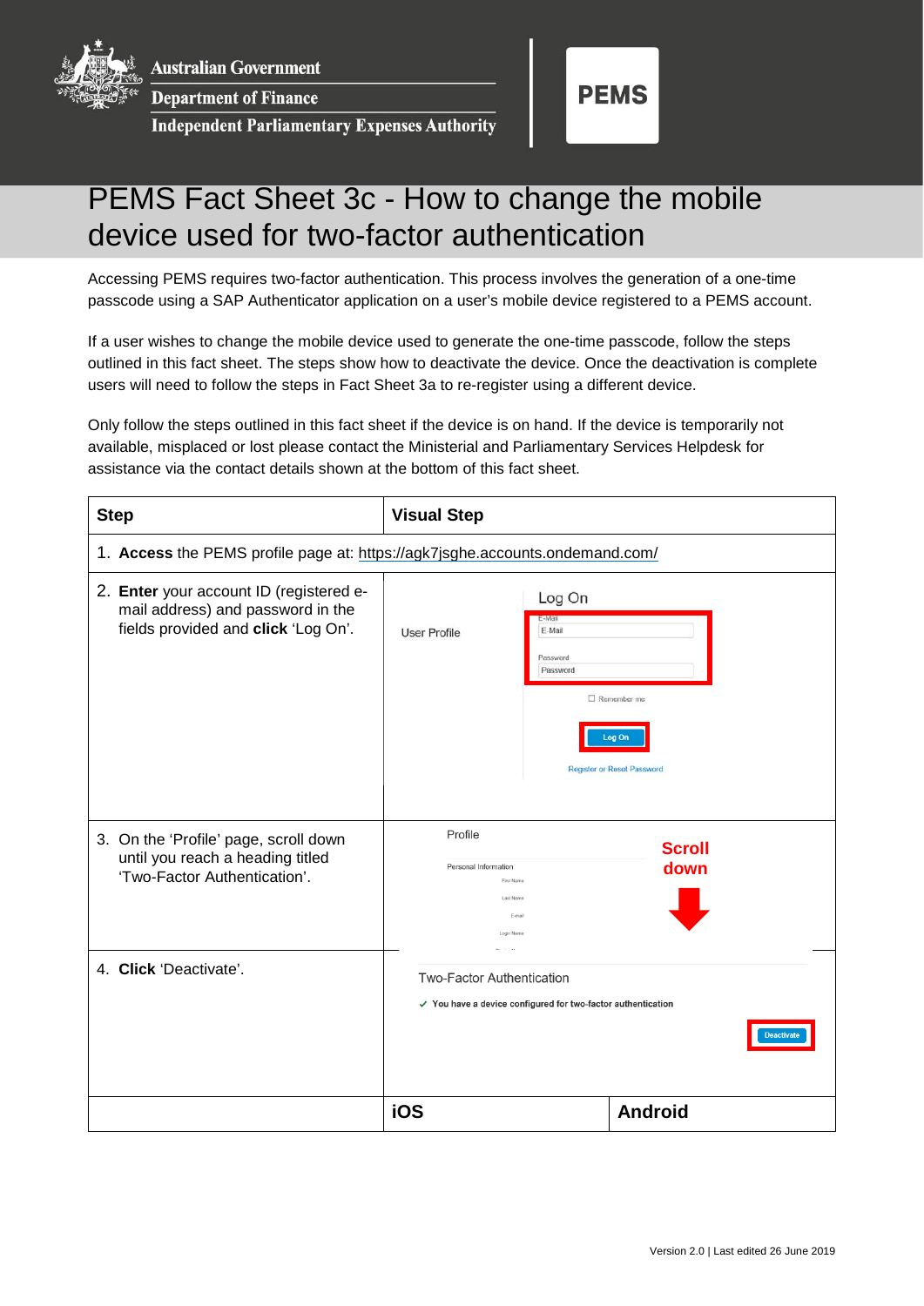Australian Government
Department of Finance
Independent Parliamentary Expenses Authority

PEMS

# PEMS Fact Sheet 3c - How to change the mobile device used for two-factor authentication

Accessing PEMS requires two-factor authentication. This process involves the generation of a one-time passcode using a SAP Authenticator application on a user's mobile device registered to a PEMS account.

If a user wishes to change the mobile device used to generate the one-time passcode, follow the steps outlined in this fact sheet. The steps show how to deactivate the device. Once the deactivation is complete users will need to follow the steps in Fact Sheet 3a to re-register using a different device.

Only follow the steps outlined in this fact sheet if the device is on hand. If the device is temporarily not available, misplaced or lost please contact the Ministerial and Parliamentary Services Helpdesk for assistance via the contact details shown at the bottom of this fact sheet.

| Step | Visual Step | |
|---|---|---|
| 1. **Access** the PEMS profile page at: https://agk7jsghe.accounts.ondemand.com/ | | |
| 2. **Enter** your account ID (registered e-mail address) and password in the fields provided and **click** 'Log On'. | User Profile / Log On / E-Mail / Password / Remember me / Log On / Register or Reset Password | |
| 3. On the 'Profile' page, scroll down until you reach a heading titled 'Two-Factor Authentication'. | Profile / Personal Information / First Name / Last Name / E-mail / Login Name / **Scroll down** | |
| 4. **Click** 'Deactivate'. | Two-Factor Authentication / ✓ You have a device configured for two-factor authentication / Deactivate | |
| | **iOS** | **Android** |

Version 2.0 | Last edited 26 June 2019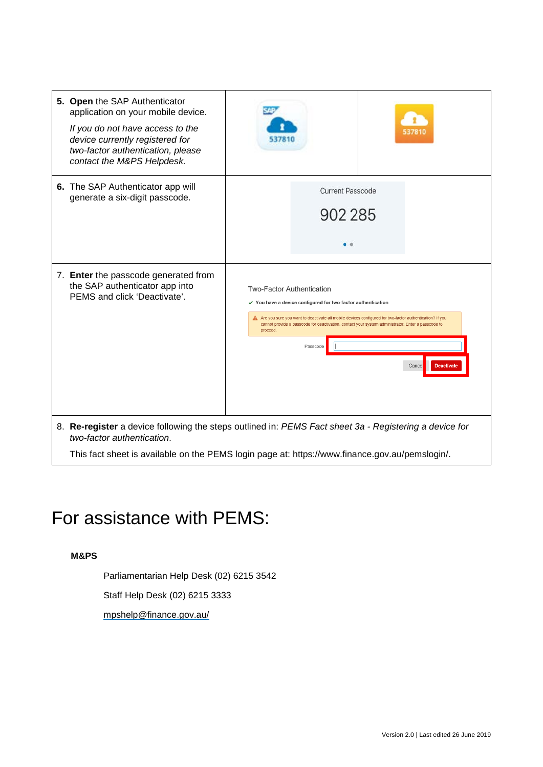| | | |
|---|---|---|
| **5. Open** the SAP Authenticator application on your mobile device.<br>*If you do not have access to the device currently registered for two-factor authentication, please contact the M&PS Helpdesk.* | | |
| **6.** The SAP Authenticator app will generate a six-digit passcode. | | |
| 7. **Enter** the passcode generated from the SAP authenticator app into PEMS and click 'Deactivate'. | | |
| 8. **Re-register** a device following the steps outlined in: *PEMS Fact sheet 3a - Registering a device for two-factor authentication*.<br>This fact sheet is available on the PEMS login page at: https://www.finance.gov.au/pemslogin/. | | |

# For assistance with PEMS:

**M&PS**

Parliamentarian Help Desk (02) 6215 3542

Staff Help Desk (02) 6215 3333

mpshelp@finance.gov.au/

Version 2.0 | Last edited 26 June 2019